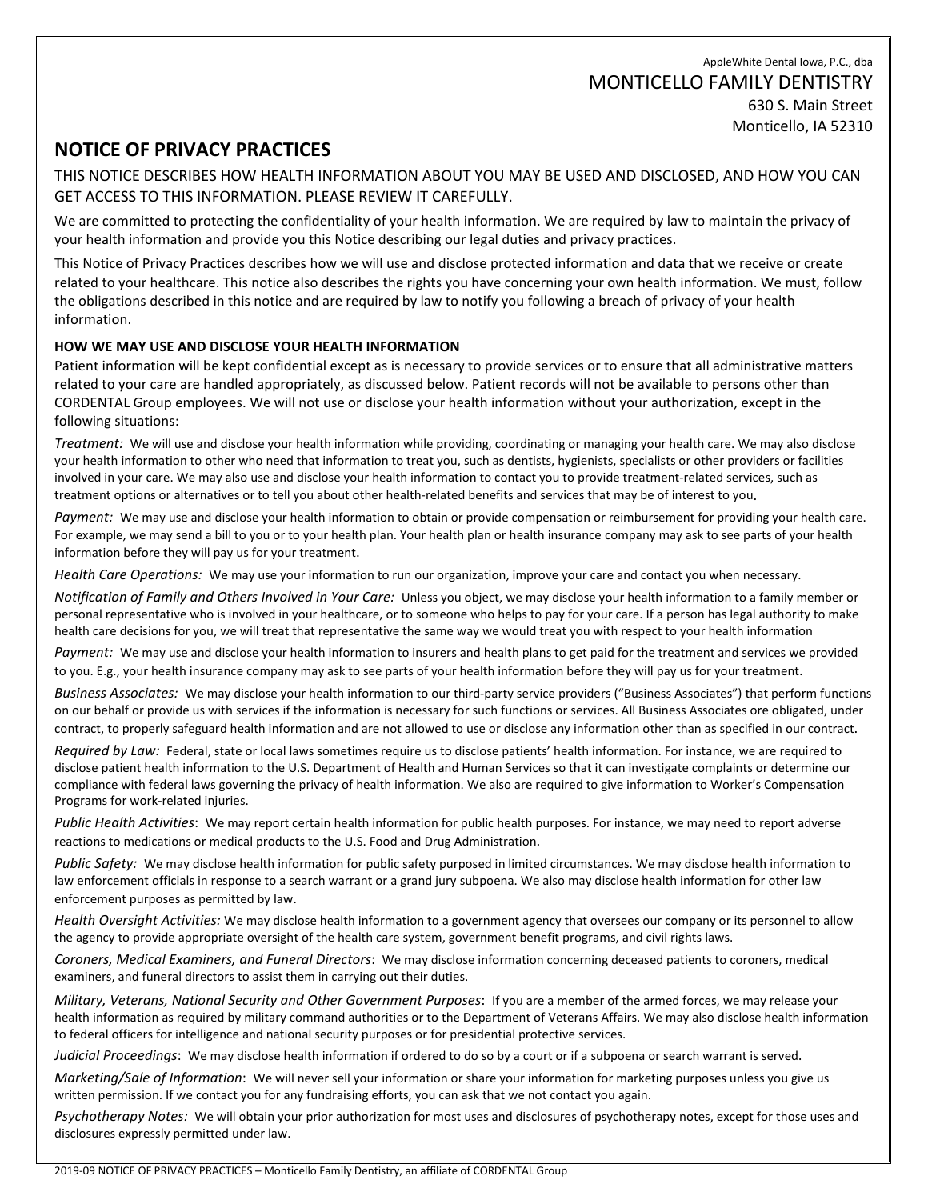AppleWhite Dental Iowa, P.C., dba

MONTICELLO FAMILY DENTISTRY

630 S. Main Street

Monticello, IA 52310

## NOTICE OF PRIVACY PRACTICES

THIS NOTICE DESCRIBES HOW HEALTH INFORMATION ABOUT YOU MAY BE USED AND DISCLOSED, AND HOW YOU CAN GET ACCESS TO THIS INFORMATION. PLEASE REVIEW IT CAREFULLY.

We are committed to protecting the confidentiality of your health information. We are required by law to maintain the privacy of your health information and provide you this Notice describing our legal duties and privacy practices.

This Notice of Privacy Practices describes how we will use and disclose protected information and data that we receive or create related to your healthcare. This notice also describes the rights you have concerning your own health information. We must, follow the obligations described in this notice and are required by law to notify you following a breach of privacy of your health information.

**HOW WE MAY USE AND DISCLOSE YOUR HEALTH INFORMATION**

Patient information will be kept confidential except as is necessary to provide services or to ensure that all administrative matters related to your care are handled appropriately, as discussed below. Patient records will not be available to persons other than CORDENTAL Group employees. We will not use or disclose your health information without your authorization, except in the following situations:

*Treatment:* We will use and disclose your health information while providing, coordinating or managing your health care. We may also disclose your health information to other who need that information to treat you, such as dentists, hygienists, specialists or other providers or facilities involved in your care. We may also use and disclose your health information to contact you to provide treatment-related services, such as treatment options or alternatives or to tell you about other health-related benefits and services that may be of interest to you.

*Payment:* We may use and disclose your health information to obtain or provide compensation or reimbursement for providing your health care. For example, we may send a bill to you or to your health plan. Your health plan or health insurance company may ask to see parts of your health information before they will pay us for your treatment.

*Health Care Operations:* We may use your information to run our organization, improve your care and contact you when necessary.

*Notification of Family and Others Involved in Your Care:* Unless you object, we may disclose your health information to a family member or personal representative who is involved in your healthcare, or to someone who helps to pay for your care. If a person has legal authority to make health care decisions for you, we will treat that representative the same way we would treat you with respect to your health information

*Payment:* We may use and disclose your health information to insurers and health plans to get paid for the treatment and services we provided to you. E.g., your health insurance company may ask to see parts of your health information before they will pay us for your treatment.

*Business Associates:* We may disclose your health information to our third-party service providers ("Business Associates") that perform functions on our behalf or provide us with services if the information is necessary for such functions or services. All Business Associates ore obligated, under contract, to properly safeguard health information and are not allowed to use or disclose any information other than as specified in our contract.

*Required by Law:* Federal, state or local laws sometimes require us to disclose patients' health information. For instance, we are required to disclose patient health information to the U.S. Department of Health and Human Services so that it can investigate complaints or determine our compliance with federal laws governing the privacy of health information. We also are required to give information to Worker's Compensation Programs for work-related injuries.

*Public Health Activities*: We may report certain health information for public health purposes. For instance, we may need to report adverse reactions to medications or medical products to the U.S. Food and Drug Administration.

*Public Safety:* We may disclose health information for public safety purposed in limited circumstances. We may disclose health information to law enforcement officials in response to a search warrant or a grand jury subpoena. We also may disclose health information for other law enforcement purposes as permitted by law.

*Health Oversight Activities:* We may disclose health information to a government agency that oversees our company or its personnel to allow the agency to provide appropriate oversight of the health care system, government benefit programs, and civil rights laws.

*Coroners, Medical Examiners, and Funeral Directors*: We may disclose information concerning deceased patients to coroners, medical examiners, and funeral directors to assist them in carrying out their duties.

*Military, Veterans, National Security and Other Government Purposes*: If you are a member of the armed forces, we may release your health information as required by military command authorities or to the Department of Veterans Affairs. We may also disclose health information to federal officers for intelligence and national security purposes or for presidential protective services.

*Judicial Proceedings*: We may disclose health information if ordered to do so by a court or if a subpoena or search warrant is served.

*Marketing/Sale of Information*: We will never sell your information or share your information for marketing purposes unless you give us written permission. If we contact you for any fundraising efforts, you can ask that we not contact you again.

*Psychotherapy Notes:* We will obtain your prior authorization for most uses and disclosures of psychotherapy notes, except for those uses and disclosures expressly permitted under law.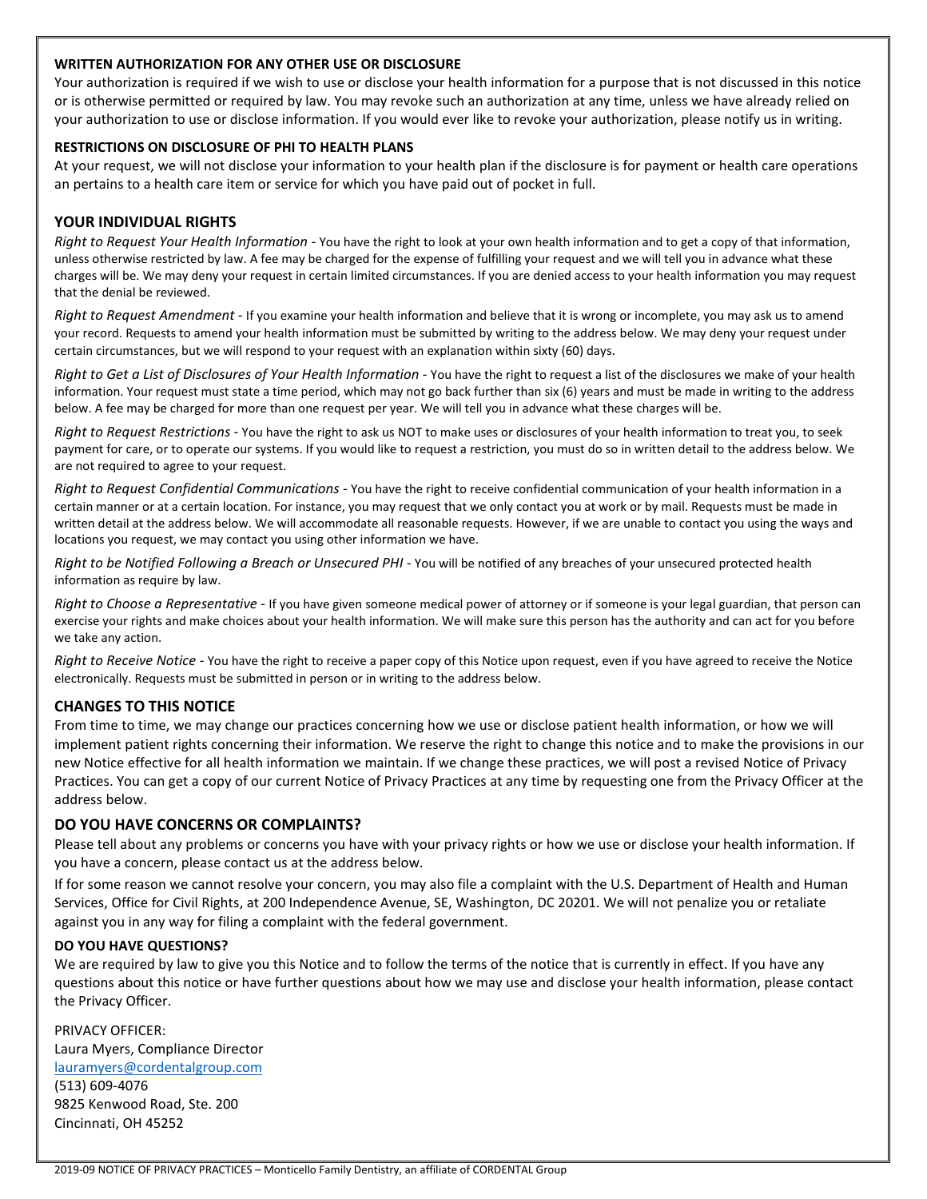#### WRITTEN AUTHORIZATION FOR ANY OTHER USE OR DISCLOSURE

Your authorization is required if we wish to use or disclose your health information for a purpose that is not discussed in this notice or is otherwise permitted or required by law. You may revoke such an authorization at any time, unless we have already relied on your authorization to use or disclose information. If you would ever like to revoke your authorization, please notify us in writing.

#### RESTRICTIONS ON DISCLOSURE OF PHI TO HEALTH PLANS

At your request, we will not disclose your information to your health plan if the disclosure is for payment or health care operations an pertains to a health care item or service for which you have paid out of pocket in full.

### YOUR INDIVIDUAL RIGHTS

*Right to Request Your Health Information* - You have the right to look at your own health information and to get a copy of that information, unless otherwise restricted by law. A fee may be charged for the expense of fulfilling your request and we will tell you in advance what these charges will be. We may deny your request in certain limited circumstances. If you are denied access to your health information you may request that the denial be reviewed.

*Right to Request Amendment* - If you examine your health information and believe that it is wrong or incomplete, you may ask us to amend your record. Requests to amend your health information must be submitted by writing to the address below. We may deny your request under certain circumstances, but we will respond to your request with an explanation within sixty (60) days.

*Right to Get a List of Disclosures of Your Health Information* - You have the right to request a list of the disclosures we make of your health information. Your request must state a time period, which may not go back further than six (6) years and must be made in writing to the address below. A fee may be charged for more than one request per year. We will tell you in advance what these charges will be.

*Right to Request Restrictions* - You have the right to ask us NOT to make uses or disclosures of your health information to treat you, to seek payment for care, or to operate our systems. If you would like to request a restriction, you must do so in written detail to the address below. We are not required to agree to your request.

*Right to Request Confidential Communications* - You have the right to receive confidential communication of your health information in a certain manner or at a certain location. For instance, you may request that we only contact you at work or by mail. Requests must be made in written detail at the address below. We will accommodate all reasonable requests. However, if we are unable to contact you using the ways and locations you request, we may contact you using other information we have.

*Right to be Notified Following a Breach or Unsecured PHI* - You will be notified of any breaches of your unsecured protected health information as require by law.

*Right to Choose a Representative* - If you have given someone medical power of attorney or if someone is your legal guardian, that person can exercise your rights and make choices about your health information. We will make sure this person has the authority and can act for you before we take any action.

*Right to Receive Notice* - You have the right to receive a paper copy of this Notice upon request, even if you have agreed to receive the Notice electronically. Requests must be submitted in person or in writing to the address below.

### CHANGES TO THIS NOTICE

From time to time, we may change our practices concerning how we use or disclose patient health information, or how we will implement patient rights concerning their information. We reserve the right to change this notice and to make the provisions in our new Notice effective for all health information we maintain. If we change these practices, we will post a revised Notice of Privacy Practices. You can get a copy of our current Notice of Privacy Practices at any time by requesting one from the Privacy Officer at the address below.

### DO YOU HAVE CONCERNS OR COMPLAINTS?

Please tell about any problems or concerns you have with your privacy rights or how we use or disclose your health information. If you have a concern, please contact us at the address below.

If for some reason we cannot resolve your concern, you may also file a complaint with the U.S. Department of Health and Human Services, Office for Civil Rights, at 200 Independence Avenue, SE, Washington, DC 20201. We will not penalize you or retaliate against you in any way for filing a complaint with the federal government.

#### DO YOU HAVE QUESTIONS?

We are required by law to give you this Notice and to follow the terms of the notice that is currently in effect. If you have any questions about this notice or have further questions about how we may use and disclose your health information, please contact the Privacy Officer.

PRIVACY OFFICER:
Laura Myers, Compliance Director
[lauramyers@cordentalgroup.com](mailto:lauramyers@cordentalgroup.com)
(513) 609-4076
9825 Kenwood Road, Ste. 200
Cincinnati, OH 45252

2019-09 NOTICE OF PRIVACY PRACTICES – Monticello Family Dentistry, an affiliate of CORDENTAL Group